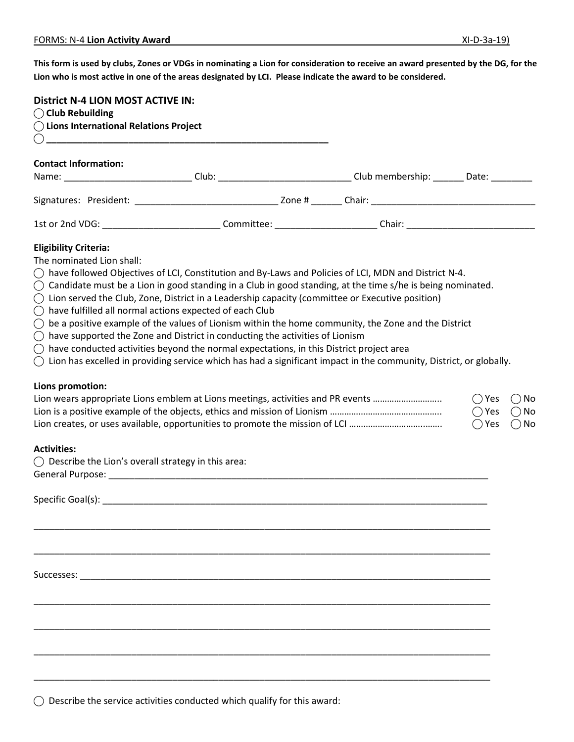FORMS: N-4 **Lion Activity Award** XI-D-3a-19)

**This form is used by clubs, Zones or VDGs in nominating a Lion for consideration to receive an award presented by the DG, for the Lion who is most active in one of the areas designated by LCI. Please indicate the award to be considered.**

### District N-4 LION MOST ACTIVE IN:

◯ **Club Rebuilding**
◯ **Lions International Relations Project**
◯ ________________________________________________

**Contact Information:**

Name: _______________________ Club: ________________________ Club membership: ______ Date: ________

Signatures: President: __________________________ Zone # ______ Chair: ______________________________

1st or 2nd VDG: _____________________ Committee: __________________ Chair: ________________________

**Eligibility Criteria:**

The nominated Lion shall:

◯ have followed Objectives of LCI, Constitution and By-Laws and Policies of LCI, MDN and District N-4.
◯ Candidate must be a Lion in good standing in a Club in good standing, at the time s/he is being nominated.
◯ Lion served the Club, Zone, District in a Leadership capacity (committee or Executive position)
◯ have fulfilled all normal actions expected of each Club
◯ be a positive example of the values of Lionism within the home community, the Zone and the District
◯ have supported the Zone and District in conducting the activities of Lionism
◯ have conducted activities beyond the normal expectations, in this District project area
◯ Lion has excelled in providing service which has had a significant impact in the community, District, or globally.

**Lions promotion:**

Lion wears appropriate Lions emblem at Lions meetings, activities and PR events ............................ ◯ Yes ◯ No
Lion is a positive example of the objects, ethics and mission of Lionism ............................................ ◯ Yes ◯ No
Lion creates, or uses available, opportunities to promote the mission of LCI ...................................... ◯ Yes ◯ No

**Activities:**

◯ Describe the Lion's overall strategy in this area:

General Purpose: ________________________________________________________________________

Specific Goal(s): ________________________________________________________________________

_______________________________________________________________________________________

_______________________________________________________________________________________

Successes: _____________________________________________________________________________

_______________________________________________________________________________________

_______________________________________________________________________________________

_______________________________________________________________________________________

_______________________________________________________________________________________

◯ Describe the service activities conducted which qualify for this award: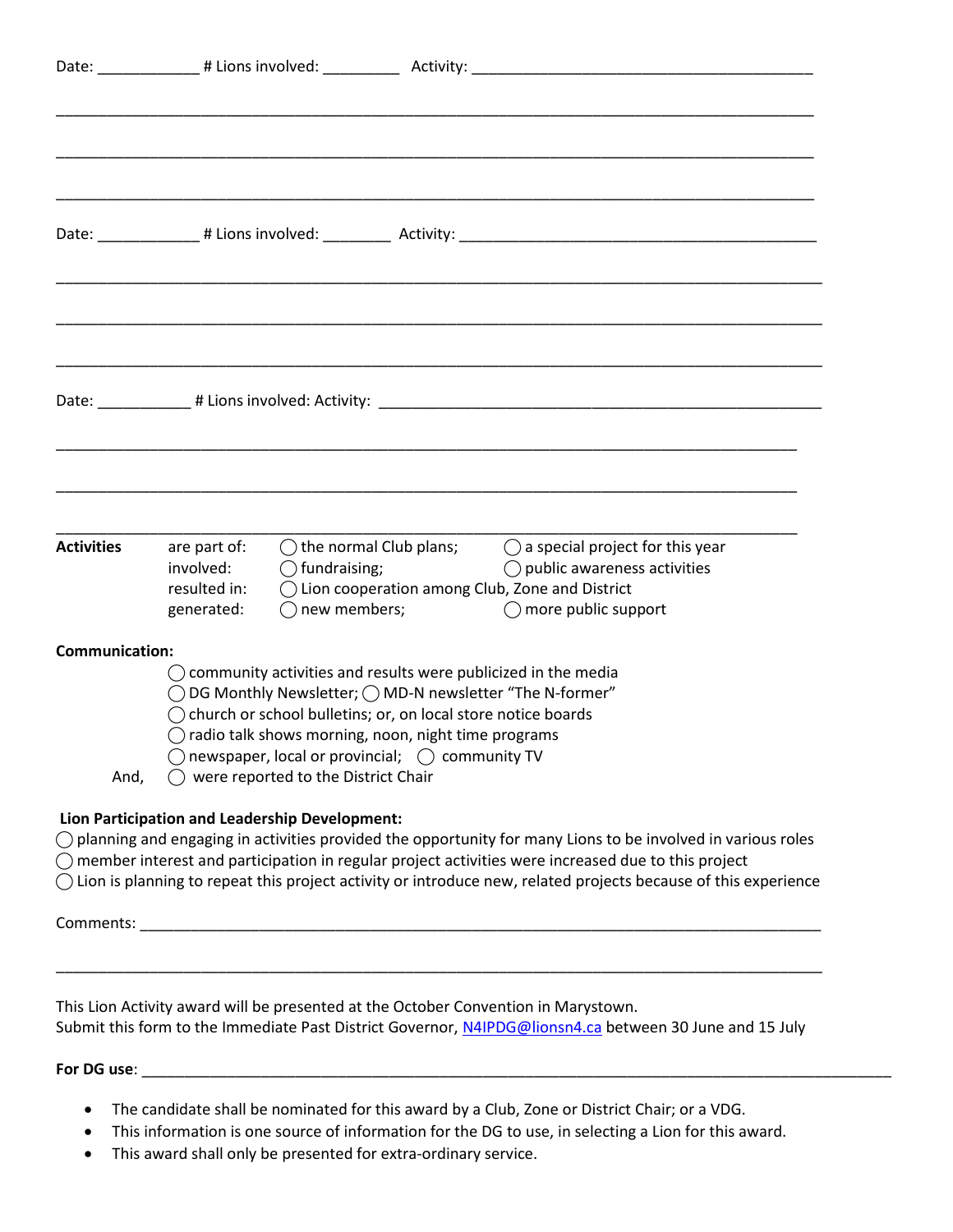Date: ____________ # Lions involved: _________ Activity: __________________________________________

__________________________________________________________________________________________

__________________________________________________________________________________________

__________________________________________________________________________________________

Date: ____________ # Lions involved: ________ Activity: ___________________________________________

__________________________________________________________________________________________

__________________________________________________________________________________________

__________________________________________________________________________________________

Date: ___________ # Lions involved: Activity: _____________________________________________________

__________________________________________________________________________________________

__________________________________________________________________________________________

__________________________________________________________________________________________

| | | | |
|---|---|---|---|
| **Activities** | are part of: | ◯ the normal Club plans; | ◯ a special project for this year |
| | involved: | ◯ fundraising; | ◯ public awareness activities |
| | resulted in: | ◯ Lion cooperation among Club, Zone and District | |
| | generated: | ◯ new members; | ◯ more public support |

**Communication:**

◯ community activities and results were publicized in the media
◯ DG Monthly Newsletter; ◯ MD-N newsletter "The N-former"
◯ church or school bulletins; or, on local store notice boards
◯ radio talk shows morning, noon, night time programs
◯ newspaper, local or provincial; ◯ community TV
And, ◯ were reported to the District Chair

**Lion Participation and Leadership Development:**

◯ planning and engaging in activities provided the opportunity for many Lions to be involved in various roles
◯ member interest and participation in regular project activities were increased due to this project
◯ Lion is planning to repeat this project activity or introduce new, related projects because of this experience

Comments: ________________________________________________________________________________

__________________________________________________________________________________________

This Lion Activity award will be presented at the October Convention in Marystown.
Submit this form to the Immediate Past District Governor, N4IPDG@lionsn4.ca between 30 June and 15 July

**For DG use**: ______________________________________________________________________________

- The candidate shall be nominated for this award by a Club, Zone or District Chair; or a VDG.
- This information is one source of information for the DG to use, in selecting a Lion for this award.
- This award shall only be presented for extra-ordinary service.